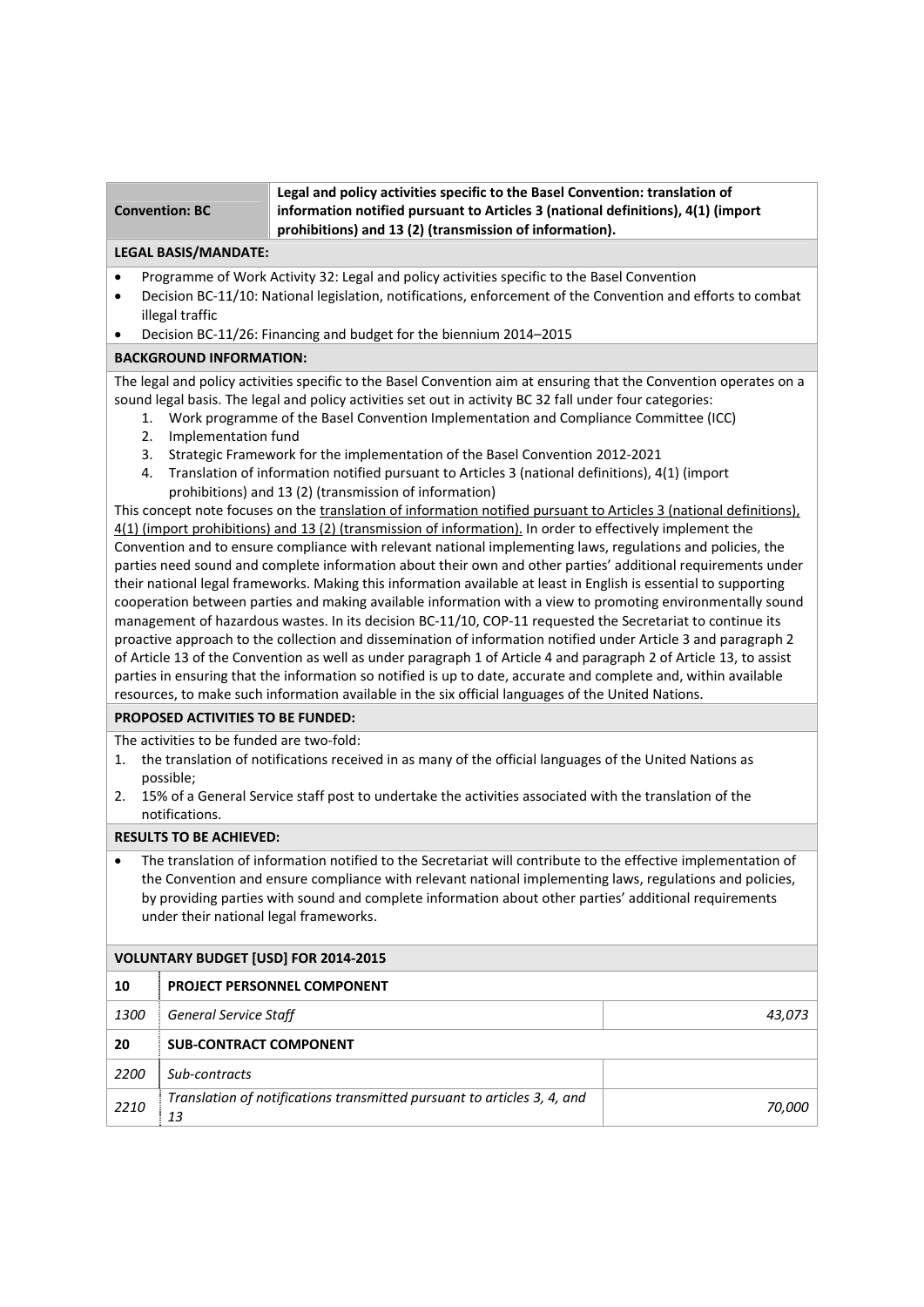| **Convention: BC** | **Legal and policy activities specific to the Basel Convention: translation of information notified pursuant to Articles 3 (national definitions), 4(1) (import prohibitions) and 13 (2) (transmission of information).** |
|---|---|

**LEGAL BASIS/MANDATE:**

- Programme of Work Activity 32: Legal and policy activities specific to the Basel Convention
- Decision BC-11/10: National legislation, notifications, enforcement of the Convention and efforts to combat illegal traffic
- Decision BC-11/26: Financing and budget for the biennium 2014–2015

**BACKGROUND INFORMATION:**

The legal and policy activities specific to the Basel Convention aim at ensuring that the Convention operates on a sound legal basis. The legal and policy activities set out in activity BC 32 fall under four categories:

1. Work programme of the Basel Convention Implementation and Compliance Committee (ICC)
2. Implementation fund
3. Strategic Framework for the implementation of the Basel Convention 2012-2021
4. Translation of information notified pursuant to Articles 3 (national definitions), 4(1) (import prohibitions) and 13 (2) (transmission of information)

This concept note focuses on the <u>translation of information notified pursuant to Articles 3 (national definitions), 4(1) (import prohibitions) and 13 (2) (transmission of information).</u> In order to effectively implement the Convention and to ensure compliance with relevant national implementing laws, regulations and policies, the parties need sound and complete information about their own and other parties' additional requirements under their national legal frameworks. Making this information available at least in English is essential to supporting cooperation between parties and making available information with a view to promoting environmentally sound management of hazardous wastes. In its decision BC-11/10, COP-11 requested the Secretariat to continue its proactive approach to the collection and dissemination of information notified under Article 3 and paragraph 2 of Article 13 of the Convention as well as under paragraph 1 of Article 4 and paragraph 2 of Article 13, to assist parties in ensuring that the information so notified is up to date, accurate and complete and, within available resources, to make such information available in the six official languages of the United Nations.

**PROPOSED ACTIVITIES TO BE FUNDED:**

The activities to be funded are two-fold:

1. the translation of notifications received in as many of the official languages of the United Nations as possible;
2. 15% of a General Service staff post to undertake the activities associated with the translation of the notifications.

**RESULTS TO BE ACHIEVED:**

- The translation of information notified to the Secretariat will contribute to the effective implementation of the Convention and ensure compliance with relevant national implementing laws, regulations and policies, by providing parties with sound and complete information about other parties' additional requirements under their national legal frameworks.

**VOLUNTARY BUDGET [USD] FOR 2014-2015**

| | | |
|---|---|---|
| **10** | **PROJECT PERSONNEL COMPONENT** | |
| *1300* | *General Service Staff* | *43,073* |
| **20** | **SUB-CONTRACT COMPONENT** | |
| *2200* | *Sub-contracts* | |
| *2210* | *Translation of notifications transmitted pursuant to articles 3, 4, and 13* | *70,000* |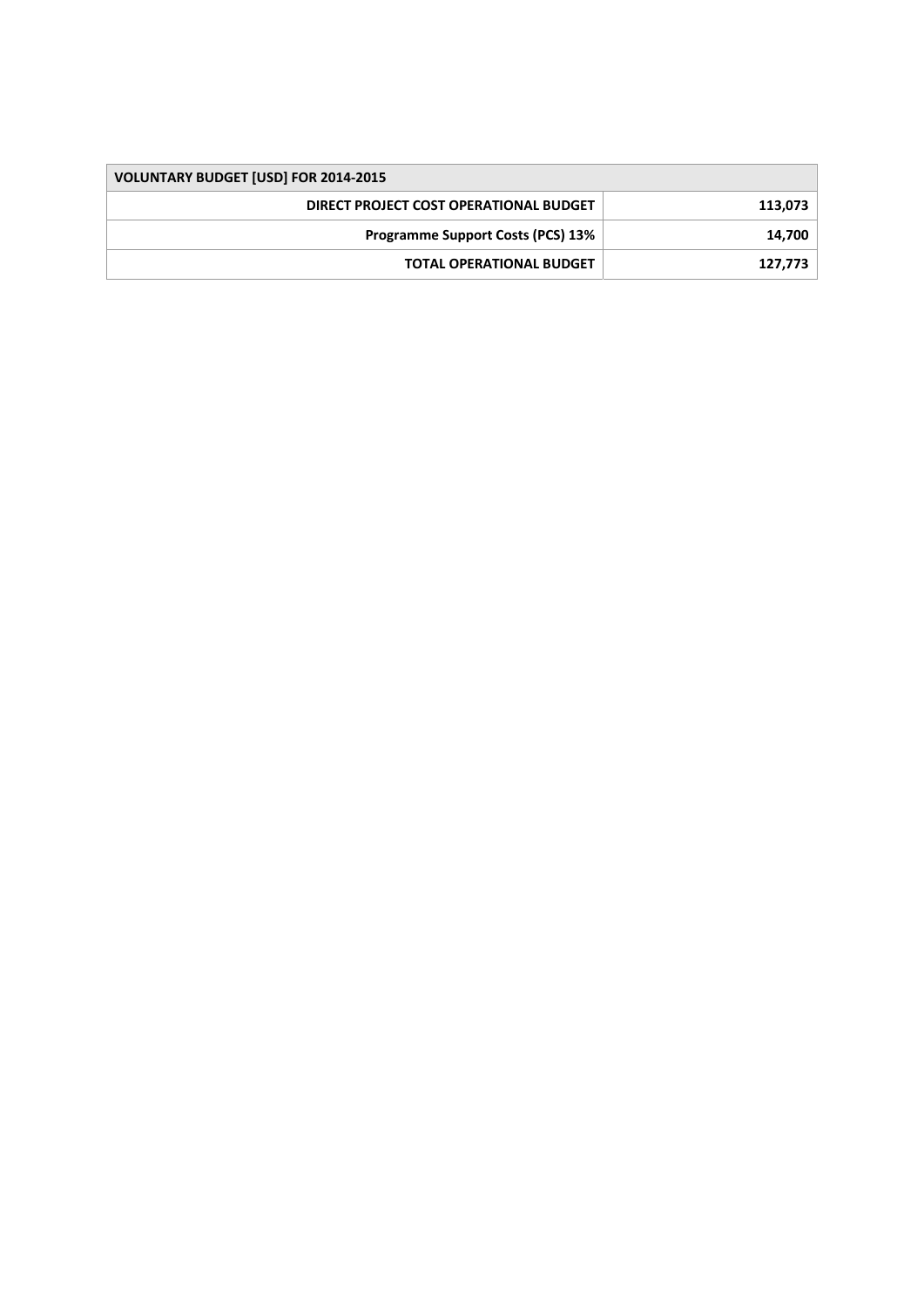| VOLUNTARY BUDGET [USD] FOR 2014-2015 | |
|---|---|
| **DIRECT PROJECT COST OPERATIONAL BUDGET** | **113,073** |
| **Programme Support Costs (PCS) 13%** | **14,700** |
| **TOTAL OPERATIONAL BUDGET** | **127,773** |